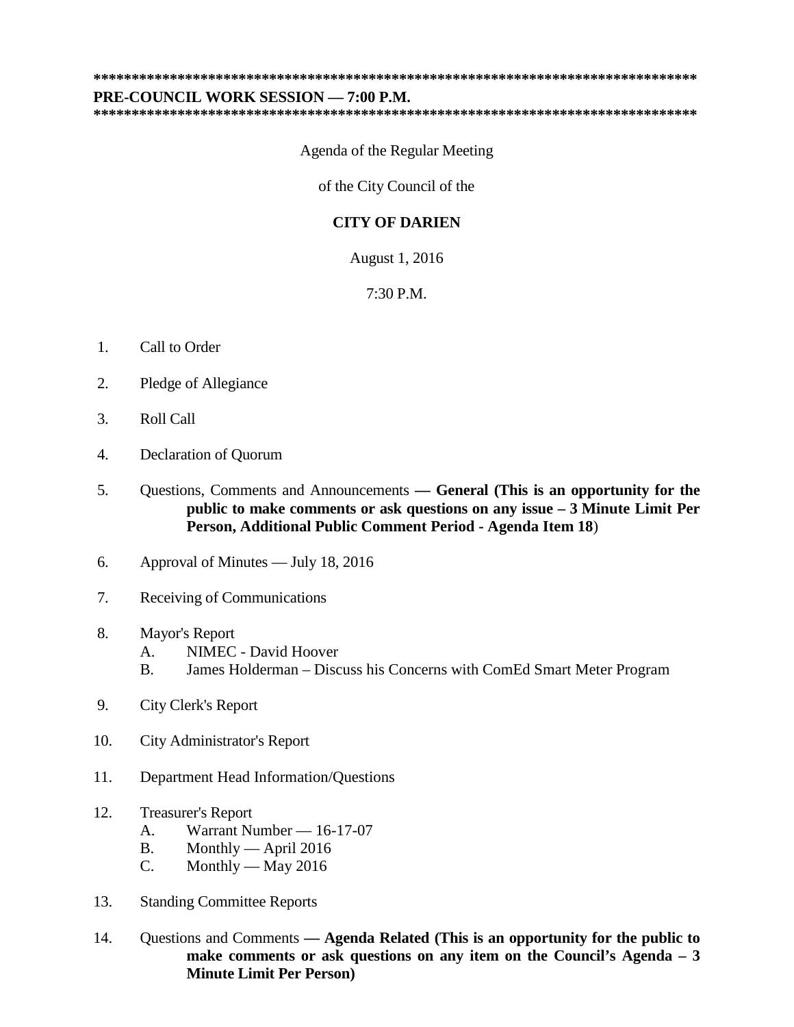**********************************************************************************
**PRE-COUNCIL WORK SESSION — 7:00 P.M.**
**********************************************************************************

Agenda of the Regular Meeting

of the City Council of the

**CITY OF DARIEN**

August 1, 2016

7:30 P.M.

1. Call to Order

2. Pledge of Allegiance

3. Roll Call

4. Declaration of Quorum

5. Questions, Comments and Announcements **— General (This is an opportunity for the public to make comments or ask questions on any issue – 3 Minute Limit Per Person, Additional Public Comment Period - Agenda Item 18**)

6. Approval of Minutes — July 18, 2016

7. Receiving of Communications

8. Mayor's Report
   - A. NIMEC - David Hoover
   - B. James Holderman – Discuss his Concerns with ComEd Smart Meter Program

9. City Clerk's Report

10. City Administrator's Report

11. Department Head Information/Questions

12. Treasurer's Report
    - A. Warrant Number — 16-17-07
    - B. Monthly — April 2016
    - C. Monthly — May 2016

13. Standing Committee Reports

14. Questions and Comments **— Agenda Related (This is an opportunity for the public to make comments or ask questions on any item on the Council's Agenda – 3 Minute Limit Per Person)**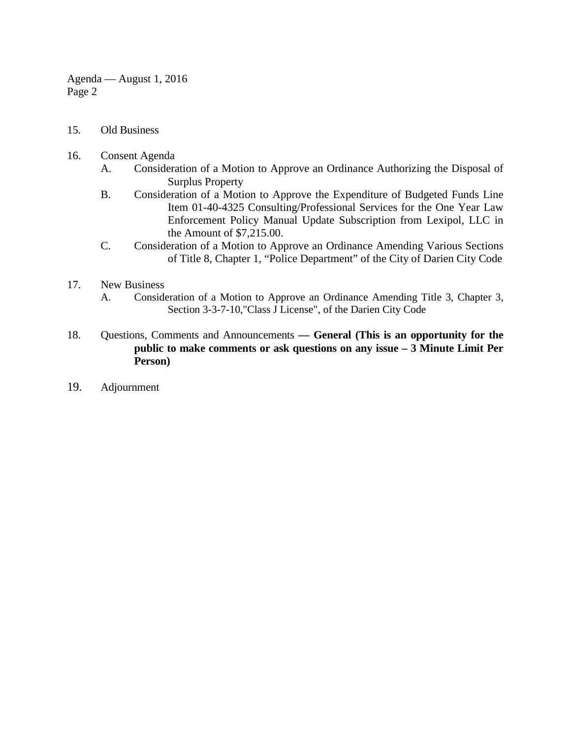15. Old Business

16. Consent Agenda
    - A. Consideration of a Motion to Approve an Ordinance Authorizing the Disposal of Surplus Property
    - B. Consideration of a Motion to Approve the Expenditure of Budgeted Funds Line Item 01-40-4325 Consulting/Professional Services for the One Year Law Enforcement Policy Manual Update Subscription from Lexipol, LLC in the Amount of $7,215.00.
    - C. Consideration of a Motion to Approve an Ordinance Amending Various Sections of Title 8, Chapter 1, "Police Department" of the City of Darien City Code

17. New Business
    - A. Consideration of a Motion to Approve an Ordinance Amending Title 3, Chapter 3, Section 3-3-7-10,"Class J License", of the Darien City Code

18. Questions, Comments and Announcements **— General (This is an opportunity for the public to make comments or ask questions on any issue – 3 Minute Limit Per Person)**

19. Adjournment